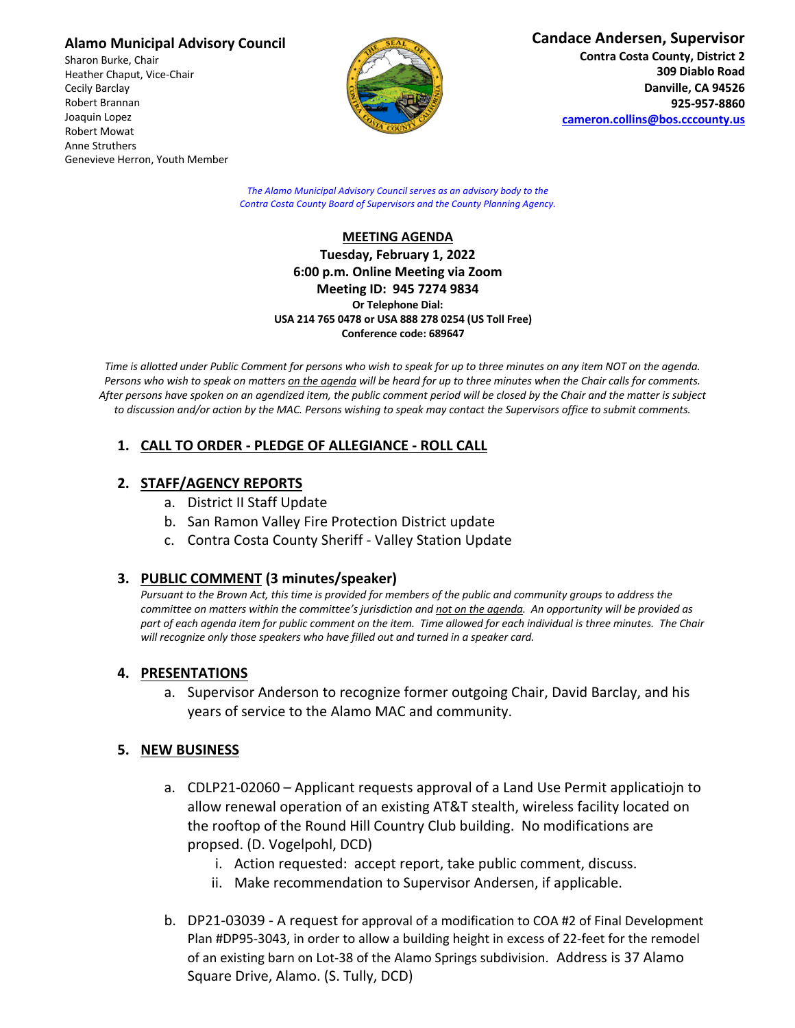**Alamo Municipal Advisory Council**

Sharon Burke, Chair
Heather Chaput, Vice-Chair
Cecily Barclay
Robert Brannan
Joaquin Lopez
Robert Mowat
Anne Struthers
Genevieve Herron, Youth Member

**Candace Andersen, Supervisor**

**Contra Costa County, District 2**
**309 Diablo Road**
**Danville, CA 94526**
**925-957-8860**
**cameron.collins@bos.cccounty.us**

*The Alamo Municipal Advisory Council serves as an advisory body to the Contra Costa County Board of Supervisors and the County Planning Agency.*

**MEETING AGENDA**
**Tuesday, February 1, 2022**
**6:00 p.m. Online Meeting via Zoom**
**Meeting ID: 945 7274 9834**
**Or Telephone Dial:**
**USA 214 765 0478 or USA 888 278 0254 (US Toll Free)**
**Conference code: 689647**

*Time is allotted under Public Comment for persons who wish to speak for up to three minutes on any item NOT on the agenda. Persons who wish to speak on matters on the agenda will be heard for up to three minutes when the Chair calls for comments. After persons have spoken on an agendized item, the public comment period will be closed by the Chair and the matter is subject to discussion and/or action by the MAC. Persons wishing to speak may contact the Supervisors office to submit comments.*

## 1. CALL TO ORDER - PLEDGE OF ALLEGIANCE - ROLL CALL

## 2. STAFF/AGENCY REPORTS

a. District II Staff Update
b. San Ramon Valley Fire Protection District update
c. Contra Costa County Sheriff - Valley Station Update

## 3. PUBLIC COMMENT (3 minutes/speaker)

*Pursuant to the Brown Act, this time is provided for members of the public and community groups to address the committee on matters within the committee's jurisdiction and not on the agenda. An opportunity will be provided as part of each agenda item for public comment on the item. Time allowed for each individual is three minutes. The Chair will recognize only those speakers who have filled out and turned in a speaker card.*

## 4. PRESENTATIONS

a. Supervisor Anderson to recognize former outgoing Chair, David Barclay, and his years of service to the Alamo MAC and community.

## 5. NEW BUSINESS

a. CDLP21-02060 – Applicant requests approval of a Land Use Permit applicatiojn to allow renewal operation of an existing AT&T stealth, wireless facility located on the rooftop of the Round Hill Country Club building. No modifications are propsed. (D. Vogelpohl, DCD)
   i. Action requested: accept report, take public comment, discuss.
   ii. Make recommendation to Supervisor Andersen, if applicable.

b. DP21-03039 - A request for approval of a modification to COA #2 of Final Development Plan #DP95-3043, in order to allow a building height in excess of 22-feet for the remodel of an existing barn on Lot-38 of the Alamo Springs subdivision. Address is 37 Alamo Square Drive, Alamo. (S. Tully, DCD)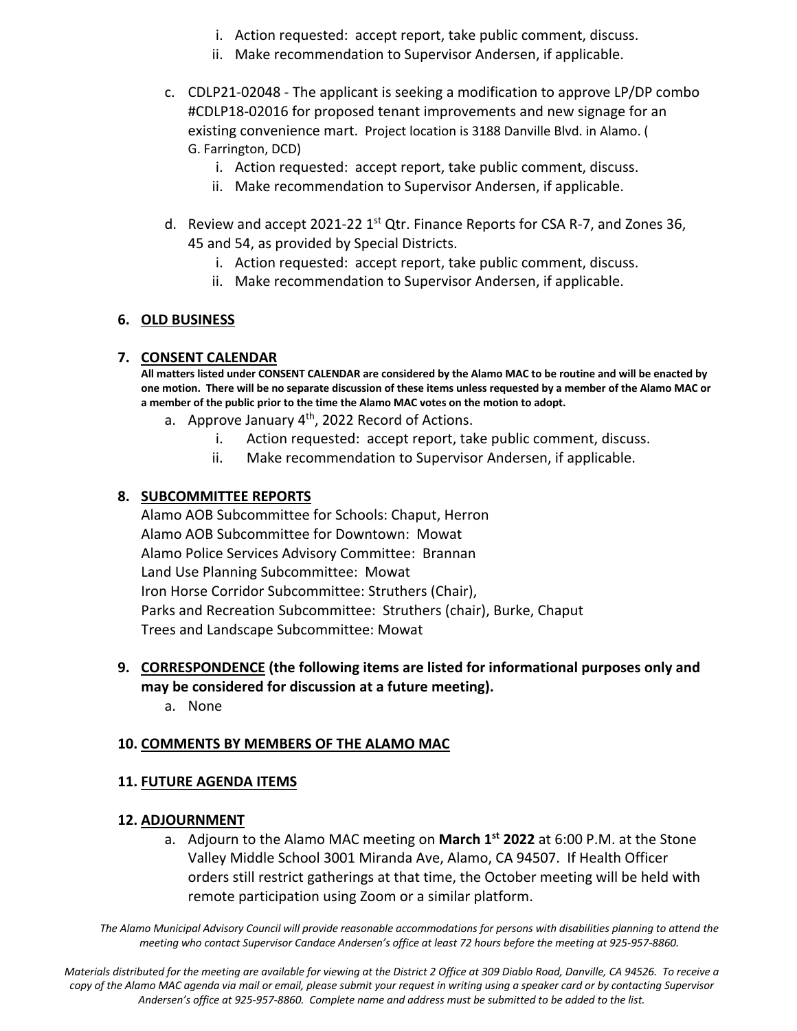i. Action requested: accept report, take public comment, discuss.
   ii. Make recommendation to Supervisor Andersen, if applicable.

c. CDLP21-02048 - The applicant is seeking a modification to approve LP/DP combo #CDLP18-02016 for proposed tenant improvements and new signage for an existing convenience mart. Project location is 3188 Danville Blvd. in Alamo. (G. Farrington, DCD)
   i. Action requested: accept report, take public comment, discuss.
   ii. Make recommendation to Supervisor Andersen, if applicable.

d. Review and accept 2021-22 1st Qtr. Finance Reports for CSA R-7, and Zones 36, 45 and 54, as provided by Special Districts.
   i. Action requested: accept report, take public comment, discuss.
   ii. Make recommendation to Supervisor Andersen, if applicable.

**6. OLD BUSINESS**

**7. CONSENT CALENDAR**

**All matters listed under CONSENT CALENDAR are considered by the Alamo MAC to be routine and will be enacted by one motion. There will be no separate discussion of these items unless requested by a member of the Alamo MAC or a member of the public prior to the time the Alamo MAC votes on the motion to adopt.**

a. Approve January 4th, 2022 Record of Actions.
   i. Action requested: accept report, take public comment, discuss.
   ii. Make recommendation to Supervisor Andersen, if applicable.

**8. SUBCOMMITTEE REPORTS**

Alamo AOB Subcommittee for Schools: Chaput, Herron
Alamo AOB Subcommittee for Downtown: Mowat
Alamo Police Services Advisory Committee: Brannan
Land Use Planning Subcommittee: Mowat
Iron Horse Corridor Subcommittee: Struthers (Chair),
Parks and Recreation Subcommittee: Struthers (chair), Burke, Chaput
Trees and Landscape Subcommittee: Mowat

**9. CORRESPONDENCE (the following items are listed for informational purposes only and may be considered for discussion at a future meeting).**

a. None

**10. COMMENTS BY MEMBERS OF THE ALAMO MAC**

**11. FUTURE AGENDA ITEMS**

**12. ADJOURNMENT**

a. Adjourn to the Alamo MAC meeting on **March 1st 2022** at 6:00 P.M. at the Stone Valley Middle School 3001 Miranda Ave, Alamo, CA 94507. If Health Officer orders still restrict gatherings at that time, the October meeting will be held with remote participation using Zoom or a similar platform.

*The Alamo Municipal Advisory Council will provide reasonable accommodations for persons with disabilities planning to attend the meeting who contact Supervisor Candace Andersen's office at least 72 hours before the meeting at 925-957-8860.*

*Materials distributed for the meeting are available for viewing at the District 2 Office at 309 Diablo Road, Danville, CA 94526. To receive a copy of the Alamo MAC agenda via mail or email, please submit your request in writing using a speaker card or by contacting Supervisor Andersen's office at 925-957-8860. Complete name and address must be submitted to be added to the list.*